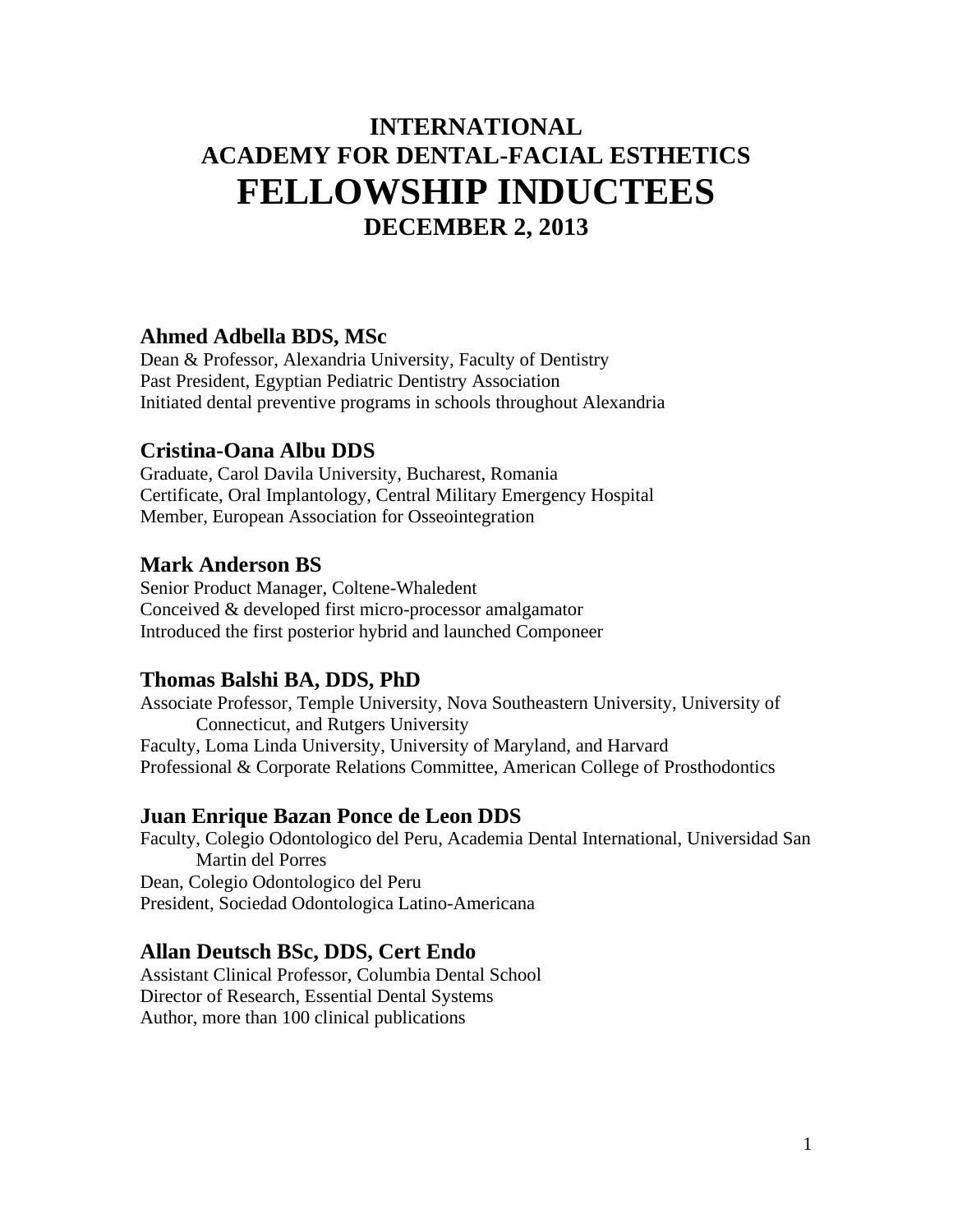# INTERNATIONAL ACADEMY FOR DENTAL-FACIAL ESTHETICS

# FELLOWSHIP INDUCTEES

## DECEMBER 2, 2013

### Ahmed Adbella BDS, MSc

Dean & Professor, Alexandria University, Faculty of Dentistry
Past President, Egyptian Pediatric Dentistry Association
Initiated dental preventive programs in schools throughout Alexandria

### Cristina-Oana Albu DDS

Graduate, Carol Davila University, Bucharest, Romania
Certificate, Oral Implantology, Central Military Emergency Hospital
Member, European Association for Osseointegration

### Mark Anderson BS

Senior Product Manager, Coltene-Whaledent
Conceived & developed first micro-processor amalgamator
Introduced the first posterior hybrid and launched Componeer

### Thomas Balshi BA, DDS, PhD

Associate Professor, Temple University, Nova Southeastern University, University of Connecticut, and Rutgers University
Faculty, Loma Linda University, University of Maryland, and Harvard
Professional & Corporate Relations Committee, American College of Prosthodontics

### Juan Enrique Bazan Ponce de Leon DDS

Faculty, Colegio Odontologico del Peru, Academia Dental International, Universidad San Martin del Porres
Dean, Colegio Odontologico del Peru
President, Sociedad Odontologica Latino-Americana

### Allan Deutsch BSc, DDS, Cert Endo

Assistant Clinical Professor, Columbia Dental School
Director of Research, Essential Dental Systems
Author, more than 100 clinical publications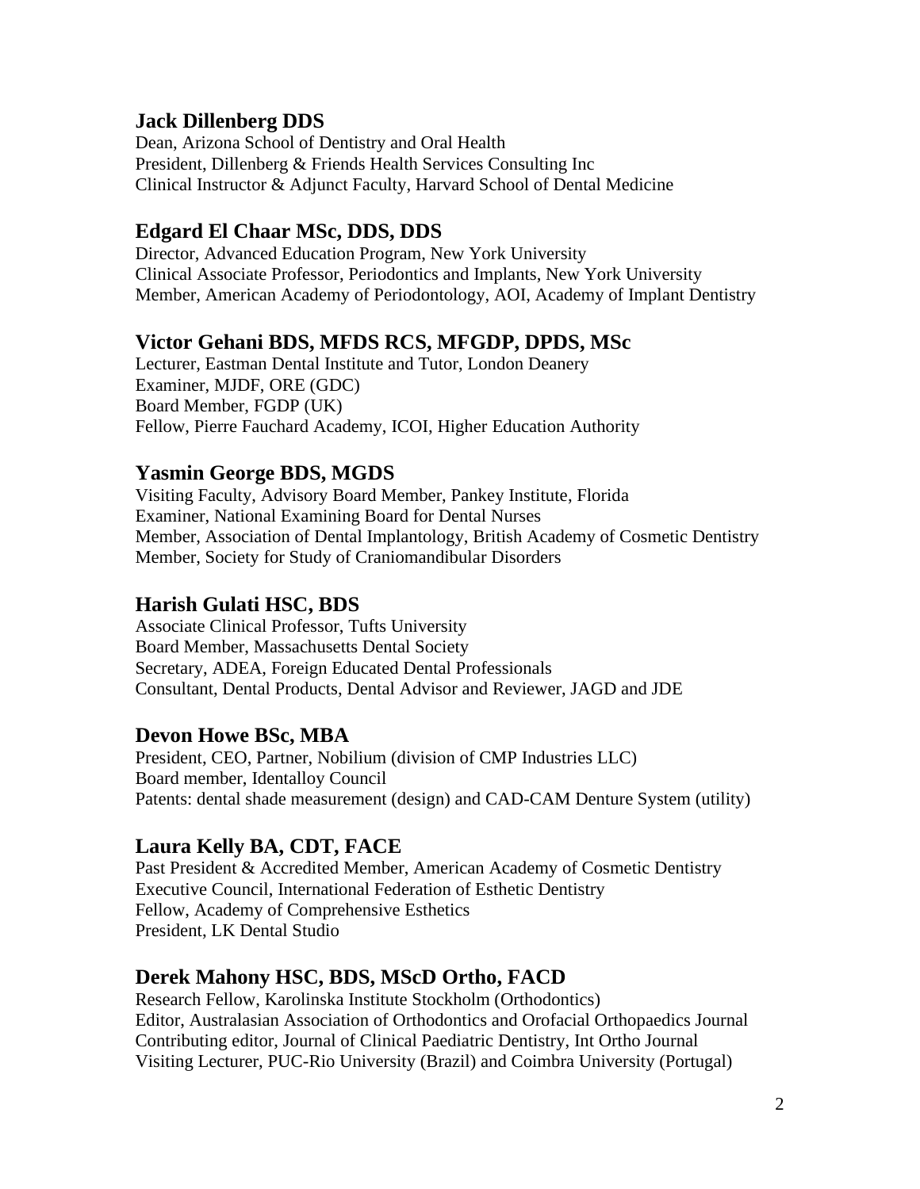### Jack Dillenberg DDS

Dean, Arizona School of Dentistry and Oral Health
President, Dillenberg & Friends Health Services Consulting Inc
Clinical Instructor & Adjunct Faculty, Harvard School of Dental Medicine

### Edgard El Chaar MSc, DDS, DDS

Director, Advanced Education Program, New York University
Clinical Associate Professor, Periodontics and Implants, New York University
Member, American Academy of Periodontology, AOI, Academy of Implant Dentistry

### Victor Gehani BDS, MFDS RCS, MFGDP, DPDS, MSc

Lecturer, Eastman Dental Institute and Tutor, London Deanery
Examiner, MJDF, ORE (GDC)
Board Member, FGDP (UK)
Fellow, Pierre Fauchard Academy, ICOI, Higher Education Authority

### Yasmin George BDS, MGDS

Visiting Faculty, Advisory Board Member, Pankey Institute, Florida
Examiner, National Examining Board for Dental Nurses
Member, Association of Dental Implantology, British Academy of Cosmetic Dentistry
Member, Society for Study of Craniomandibular Disorders

### Harish Gulati HSC, BDS

Associate Clinical Professor, Tufts University
Board Member, Massachusetts Dental Society
Secretary, ADEA, Foreign Educated Dental Professionals
Consultant, Dental Products, Dental Advisor and Reviewer, JAGD and JDE

### Devon Howe BSc, MBA

President, CEO, Partner, Nobilium (division of CMP Industries LLC)
Board member, Identalloy Council
Patents: dental shade measurement (design) and CAD-CAM Denture System (utility)

### Laura Kelly BA, CDT, FACE

Past President & Accredited Member, American Academy of Cosmetic Dentistry
Executive Council, International Federation of Esthetic Dentistry
Fellow, Academy of Comprehensive Esthetics
President, LK Dental Studio

### Derek Mahony HSC, BDS, MScD Ortho, FACD

Research Fellow, Karolinska Institute Stockholm (Orthodontics)
Editor, Australasian Association of Orthodontics and Orofacial Orthopaedics Journal
Contributing editor, Journal of Clinical Paediatric Dentistry, Int Ortho Journal
Visiting Lecturer, PUC-Rio University (Brazil) and Coimbra University (Portugal)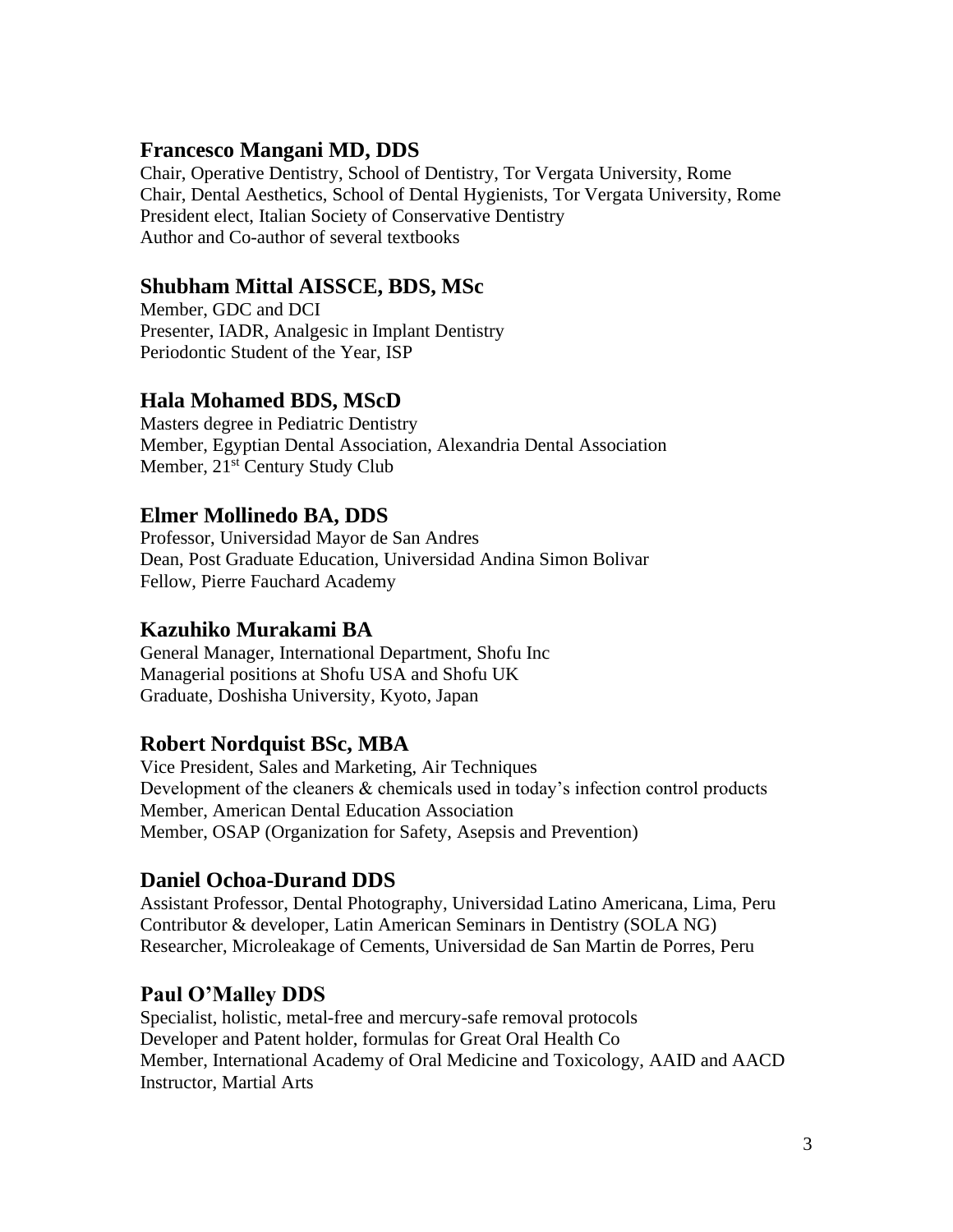### Francesco Mangani MD, DDS

Chair, Operative Dentistry, School of Dentistry, Tor Vergata University, Rome
Chair, Dental Aesthetics, School of Dental Hygienists, Tor Vergata University, Rome
President elect, Italian Society of Conservative Dentistry
Author and Co-author of several textbooks

### Shubham Mittal AISSCE, BDS, MSc

Member, GDC and DCI
Presenter, IADR, Analgesic in Implant Dentistry
Periodontic Student of the Year, ISP

### Hala Mohamed BDS, MScD

Masters degree in Pediatric Dentistry
Member, Egyptian Dental Association, Alexandria Dental Association
Member, 21st Century Study Club

### Elmer Mollinedo BA, DDS

Professor, Universidad Mayor de San Andres
Dean, Post Graduate Education, Universidad Andina Simon Bolivar
Fellow, Pierre Fauchard Academy

### Kazuhiko Murakami BA

General Manager, International Department, Shofu Inc
Managerial positions at Shofu USA and Shofu UK
Graduate, Doshisha University, Kyoto, Japan

### Robert Nordquist BSc, MBA

Vice President, Sales and Marketing, Air Techniques
Development of the cleaners & chemicals used in today's infection control products
Member, American Dental Education Association
Member, OSAP (Organization for Safety, Asepsis and Prevention)

### Daniel Ochoa-Durand DDS

Assistant Professor, Dental Photography, Universidad Latino Americana, Lima, Peru
Contributor & developer, Latin American Seminars in Dentistry (SOLA NG)
Researcher, Microleakage of Cements, Universidad de San Martin de Porres, Peru

### Paul O'Malley DDS

Specialist, holistic, metal-free and mercury-safe removal protocols
Developer and Patent holder, formulas for Great Oral Health Co
Member, International Academy of Oral Medicine and Toxicology, AAID and AACD
Instructor, Martial Arts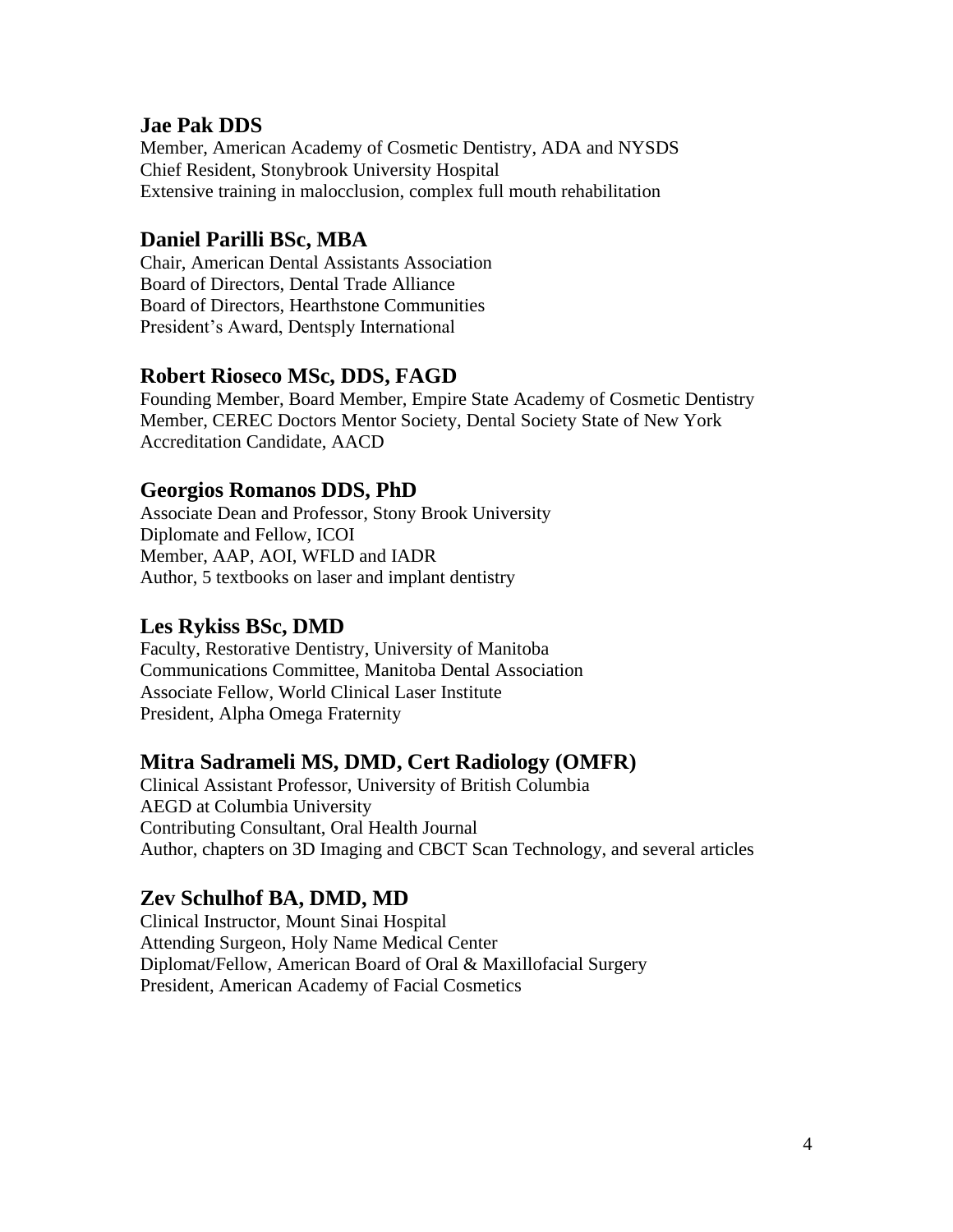### Jae Pak DDS

Member, American Academy of Cosmetic Dentistry, ADA and NYSDS
Chief Resident, Stonybrook University Hospital
Extensive training in malocclusion, complex full mouth rehabilitation

### Daniel Parilli BSc, MBA

Chair, American Dental Assistants Association
Board of Directors, Dental Trade Alliance
Board of Directors, Hearthstone Communities
President's Award, Dentsply International

### Robert Rioseco MSc, DDS, FAGD

Founding Member, Board Member, Empire State Academy of Cosmetic Dentistry
Member, CEREC Doctors Mentor Society, Dental Society State of New York
Accreditation Candidate, AACD

### Georgios Romanos DDS, PhD

Associate Dean and Professor, Stony Brook University
Diplomate and Fellow, ICOI
Member, AAP, AOI, WFLD and IADR
Author, 5 textbooks on laser and implant dentistry

### Les Rykiss BSc, DMD

Faculty, Restorative Dentistry, University of Manitoba
Communications Committee, Manitoba Dental Association
Associate Fellow, World Clinical Laser Institute
President, Alpha Omega Fraternity

### Mitra Sadrameli MS, DMD, Cert Radiology (OMFR)

Clinical Assistant Professor, University of British Columbia
AEGD at Columbia University
Contributing Consultant, Oral Health Journal
Author, chapters on 3D Imaging and CBCT Scan Technology, and several articles

### Zev Schulhof BA, DMD, MD

Clinical Instructor, Mount Sinai Hospital
Attending Surgeon, Holy Name Medical Center
Diplomat/Fellow, American Board of Oral & Maxillofacial Surgery
President, American Academy of Facial Cosmetics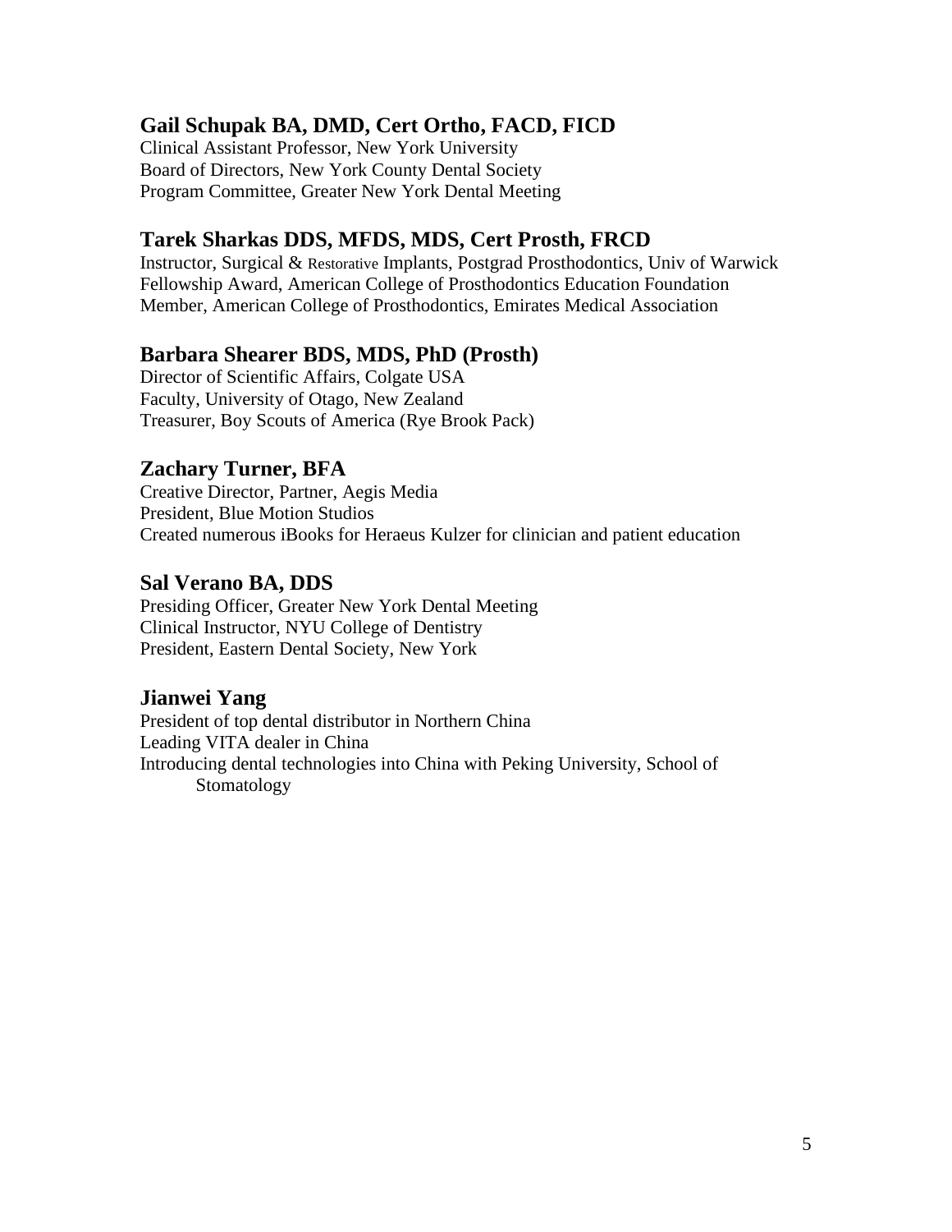### Gail Schupak BA, DMD, Cert Ortho, FACD, FICD

Clinical Assistant Professor, New York University
Board of Directors, New York County Dental Society
Program Committee, Greater New York Dental Meeting

### Tarek Sharkas DDS, MFDS, MDS, Cert Prosth, FRCD

Instructor, Surgical & Restorative Implants, Postgrad Prosthodontics, Univ of Warwick
Fellowship Award, American College of Prosthodontics Education Foundation
Member, American College of Prosthodontics, Emirates Medical Association

### Barbara Shearer BDS, MDS, PhD (Prosth)

Director of Scientific Affairs, Colgate USA
Faculty, University of Otago, New Zealand
Treasurer, Boy Scouts of America (Rye Brook Pack)

### Zachary Turner, BFA

Creative Director, Partner, Aegis Media
President, Blue Motion Studios
Created numerous iBooks for Heraeus Kulzer for clinician and patient education

### Sal Verano BA, DDS

Presiding Officer, Greater New York Dental Meeting
Clinical Instructor, NYU College of Dentistry
President, Eastern Dental Society, New York

### Jianwei Yang

President of top dental distributor in Northern China
Leading VITA dealer in China
Introducing dental technologies into China with Peking University, School of Stomatology